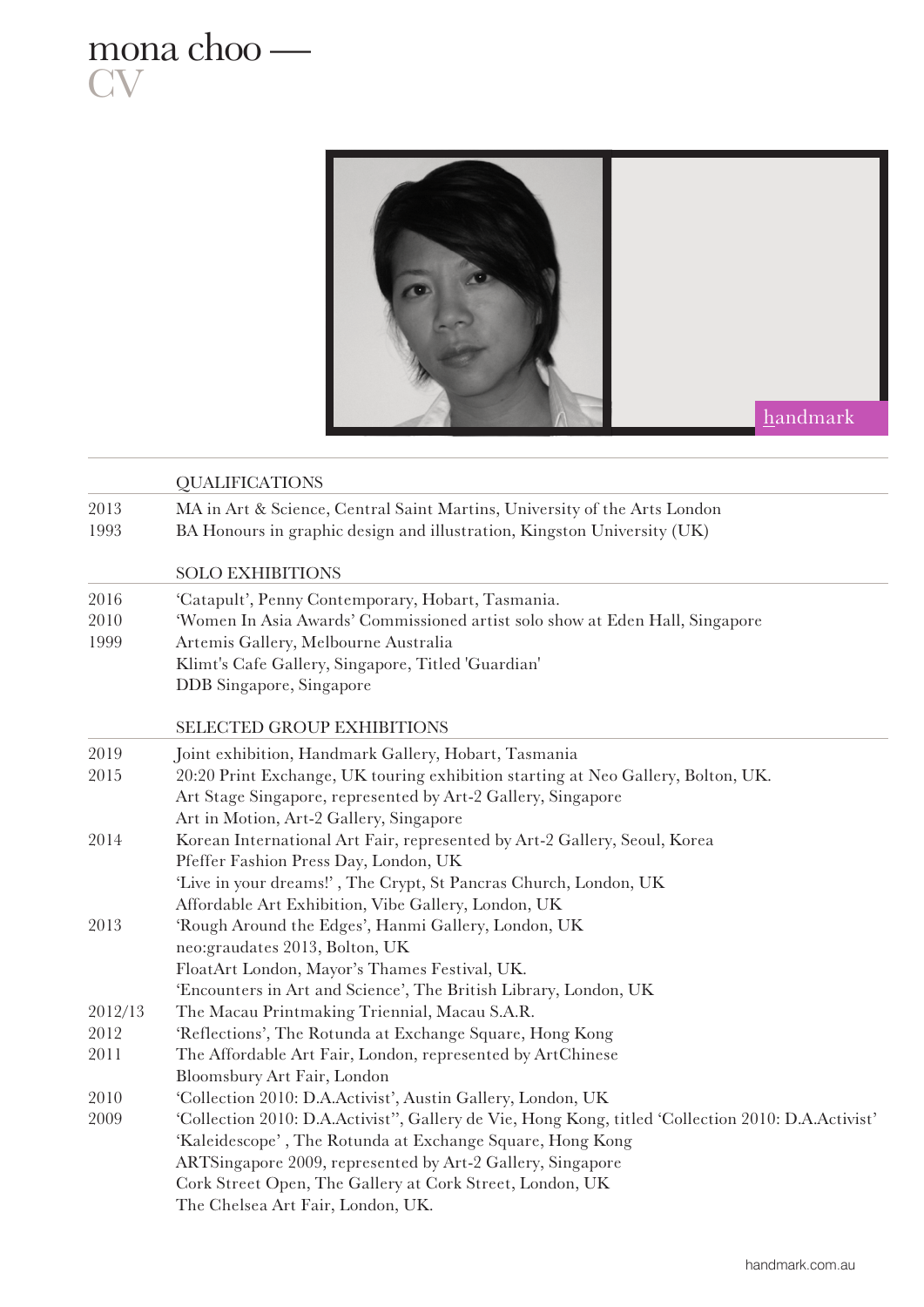# mona choo — CV

handmark

## QUALIFICATIONS

| | |
|---|---|
| 2013 | MA in Art & Science, Central Saint Martins, University of the Arts London |
| 1993 | BA Honours in graphic design and illustration, Kingston University (UK) |

## SOLO EXHIBITIONS

| | |
|---|---|
| 2016 | 'Catapult', Penny Contemporary, Hobart, Tasmania. |
| 2010 | 'Women In Asia Awards' Commissioned artist solo show at Eden Hall, Singapore |
| 1999 | Artemis Gallery, Melbourne Australia |
| | Klimt's Cafe Gallery, Singapore, Titled 'Guardian' |
| | DDB Singapore, Singapore |

## SELECTED GROUP EXHIBITIONS

| | |
|---|---|
| 2019 | Joint exhibition, Handmark Gallery, Hobart, Tasmania |
| 2015 | 20:20 Print Exchange, UK touring exhibition starting at Neo Gallery, Bolton, UK. |
| | Art Stage Singapore, represented by Art-2 Gallery, Singapore |
| | Art in Motion, Art-2 Gallery, Singapore |
| 2014 | Korean International Art Fair, represented by Art-2 Gallery, Seoul, Korea |
| | Pfeffer Fashion Press Day, London, UK |
| | 'Live in your dreams!' , The Crypt, St Pancras Church, London, UK |
| | Affordable Art Exhibition, Vibe Gallery, London, UK |
| 2013 | 'Rough Around the Edges', Hanmi Gallery, London, UK |
| | neo:graudates 2013, Bolton, UK |
| | FloatArt London, Mayor's Thames Festival, UK. |
| | 'Encounters in Art and Science', The British Library, London, UK |
| 2012/13 | The Macau Printmaking Triennial, Macau S.A.R. |
| 2012 | 'Reflections', The Rotunda at Exchange Square, Hong Kong |
| 2011 | The Affordable Art Fair, London, represented by ArtChinese |
| | Bloomsbury Art Fair, London |
| 2010 | 'Collection 2010: D.A.Activist', Austin Gallery, London, UK |
| 2009 | 'Collection 2010: D.A.Activist'', Gallery de Vie, Hong Kong, titled 'Collection 2010: D.A.Activist' |
| | 'Kaleidescope' , The Rotunda at Exchange Square, Hong Kong |
| | ARTSingapore 2009, represented by Art-2 Gallery, Singapore |
| | Cork Street Open, The Gallery at Cork Street, London, UK |
| | The Chelsea Art Fair, London, UK. |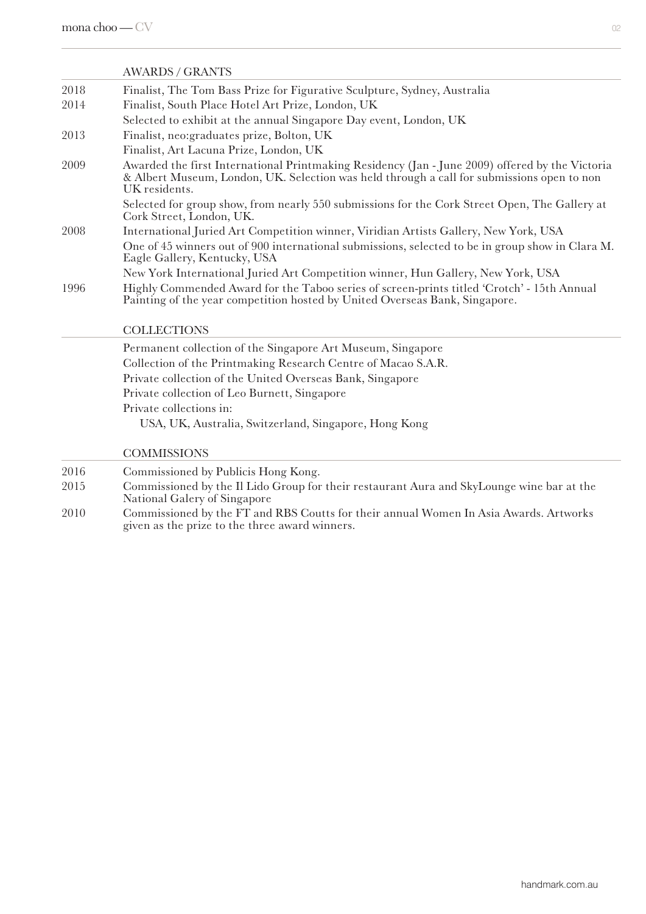## AWARDS / GRANTS

2018 Finalist, The Tom Bass Prize for Figurative Sculpture, Sydney, Australia

2014 Finalist, South Place Hotel Art Prize, London, UK

Selected to exhibit at the annual Singapore Day event, London, UK

2013 Finalist, neo:graduates prize, Bolton, UK

Finalist, Art Lacuna Prize, London, UK

2009 Awarded the first International Printmaking Residency (Jan - June 2009) offered by the Victoria & Albert Museum, London, UK. Selection was held through a call for submissions open to non UK residents.

Selected for group show, from nearly 550 submissions for the Cork Street Open, The Gallery at Cork Street, London, UK.

2008 International Juried Art Competition winner, Viridian Artists Gallery, New York, USA

One of 45 winners out of 900 international submissions, selected to be in group show in Clara M. Eagle Gallery, Kentucky, USA

New York International Juried Art Competition winner, Hun Gallery, New York, USA

1996 Highly Commended Award for the Taboo series of screen-prints titled 'Crotch' - 15th Annual Painting of the year competition hosted by United Overseas Bank, Singapore.

## COLLECTIONS

Permanent collection of the Singapore Art Museum, Singapore

Collection of the Printmaking Research Centre of Macao S.A.R.

Private collection of the United Overseas Bank, Singapore

Private collection of Leo Burnett, Singapore

Private collections in:

USA, UK, Australia, Switzerland, Singapore, Hong Kong

## COMMISSIONS

2016 Commissioned by Publicis Hong Kong.

2015 Commissioned by the Il Lido Group for their restaurant Aura and SkyLounge wine bar at the National Galery of Singapore

2010 Commissioned by the FT and RBS Coutts for their annual Women In Asia Awards. Artworks given as the prize to the three award winners.